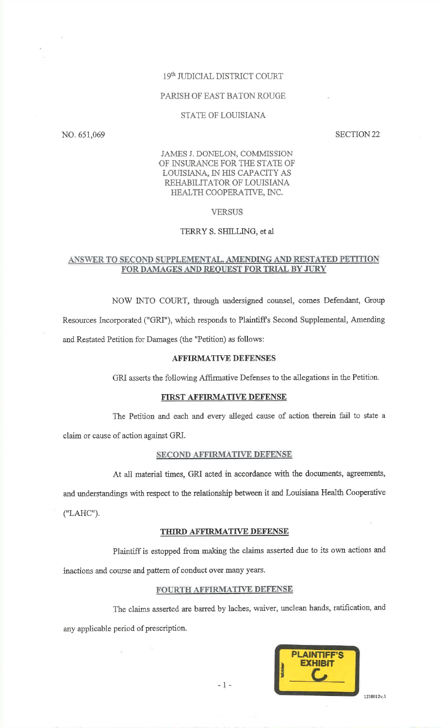19th JUDICIAL DISTRICT COURT

PARISH OF EAST BATON ROUGE

STATE OF LOUISIANA

NO. 651,069 SECTION 22

JAMES J. DONELON, COMMISSION OF INSURANCE FOR THE STATE OF LOUISIANA, IN HIS CAPACITY AS REHABILITATOR OF LOUISIANA HEALTH COOPERATIVE, INC.

VERSUS

TERRY S. SHILLING, et al

## ANSWER TO SECOND SUPPLEMENTAL, AMENDING AND RESTATED PETITION FOR DAMAGES AND REQUEST FOR TRIAL BY JURY

NOW INTO COURT, through undersigned counsel, comes Defendant, Group Resources Incorporated ("GRI"), which responds to Plaintiff's Second Supplemental, Amending and Restated Petition for Damages (the "Petition) as follows:

### AFFIRMATIVE DEFENSES

GRI asserts the following Affirmative Defenses to the allegations in the Petition.

### FIRST AFFIRMATIVE DEFENSE

The Petition and each and every alleged cause of action therein fail to state a claim or cause of action against GRI.

### SECOND AFFIRMATIVE DEFENSE

At all material times, GRI acted in accordance with the documents, agreements, and understandings with respect to the relationship between it and Louisiana Health Cooperative ("LAHC").

### THIRD AFFIRMATIVE DEFENSE

Plaintiff is estopped from making the claims asserted due to its own actions and inactions and course and pattern of conduct over many years.

### FOURTH AFFIRMATIVE DEFENSE

The claims asserted are barred by laches, waiver, unclean hands, ratification, and any applicable period of prescription.

PLAINTIFF'S EXHIBIT C

1238012v.1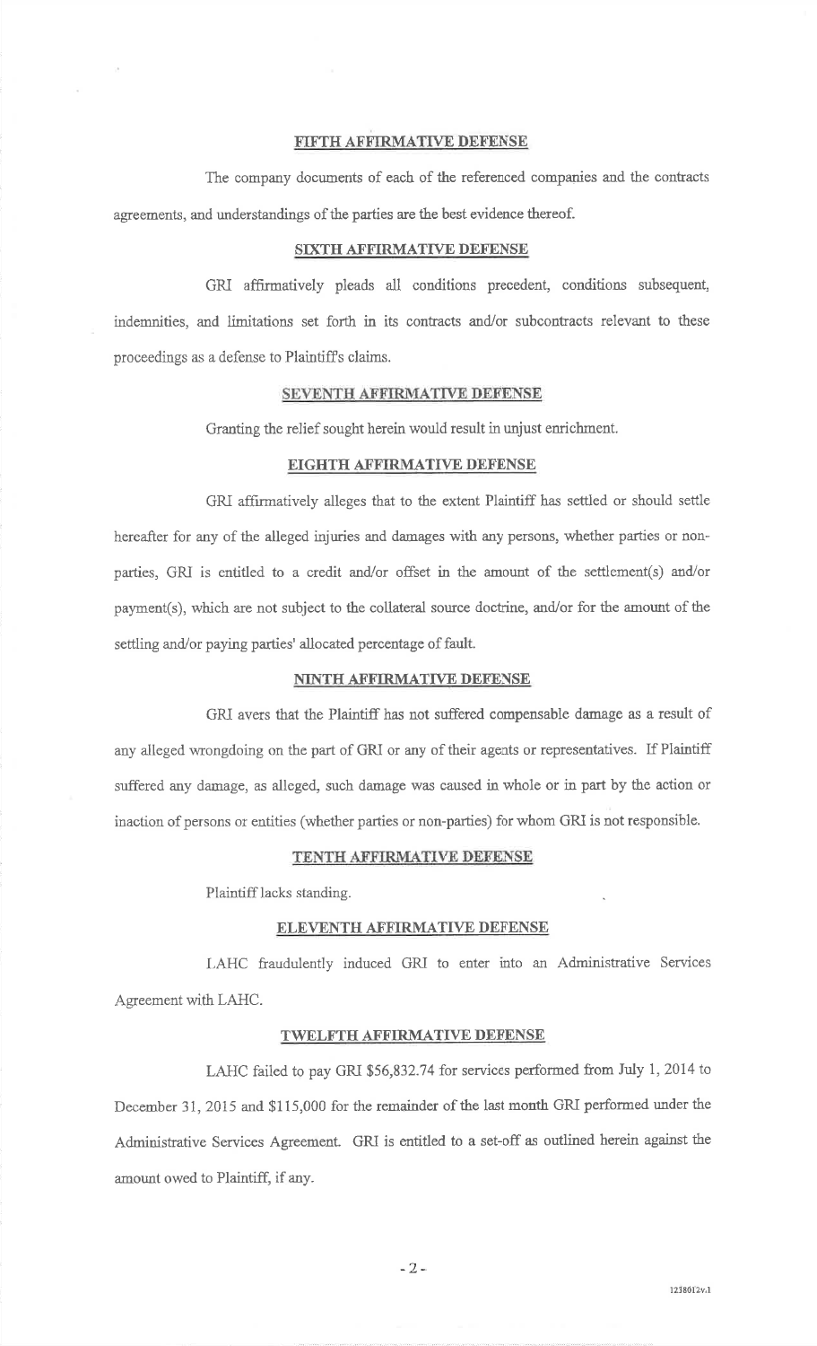## FIFTH AFFIRMATIVE DEFENSE

The company documents of each of the referenced companies and the contracts agreements, and understandings of the parties are the best evidence thereof.

## SIXTH AFFIRMATIVE DEFENSE

GRI affirmatively pleads all conditions precedent, conditions subsequent, indemnities, and limitations set forth in its contracts and/or subcontracts relevant to these proceedings as a defense to Plaintiff's claims.

## SEVENTH AFFIRMATIVE DEFENSE

Granting the relief sought herein would result in unjust enrichment.

## EIGHTH AFFIRMATIVE DEFENSE

GRI affirmatively alleges that to the extent Plaintiff has settled or should settle hereafter for any of the alleged injuries and damages with any persons, whether parties or non-parties, GRI is entitled to a credit and/or offset in the amount of the settlement(s) and/or payment(s), which are not subject to the collateral source doctrine, and/or for the amount of the settling and/or paying parties' allocated percentage of fault.

## NINTH AFFIRMATIVE DEFENSE

GRI avers that the Plaintiff has not suffered compensable damage as a result of any alleged wrongdoing on the part of GRI or any of their agents or representatives. If Plaintiff suffered any damage, as alleged, such damage was caused in whole or in part by the action or inaction of persons or entities (whether parties or non-parties) for whom GRI is not responsible.

## TENTH AFFIRMATIVE DEFENSE

Plaintiff lacks standing.

## ELEVENTH AFFIRMATIVE DEFENSE

LAHC fraudulently induced GRI to enter into an Administrative Services Agreement with LAHC.

## TWELFTH AFFIRMATIVE DEFENSE

LAHC failed to pay GRI $56,832.74 for services performed from July 1, 2014 to December 31, 2015 and $115,000 for the remainder of the last month GRI performed under the Administrative Services Agreement. GRI is entitled to a set-off as outlined herein against the amount owed to Plaintiff, if any.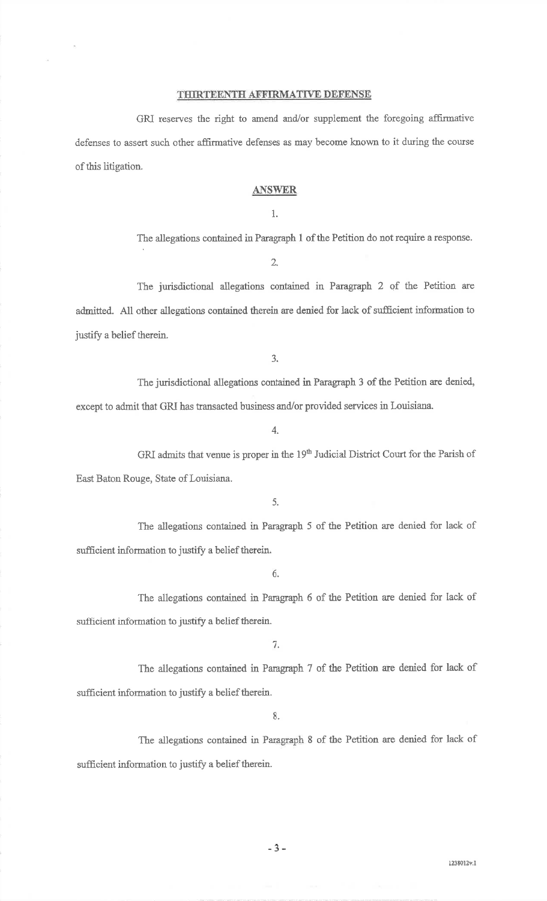## THIRTEENTH AFFIRMATIVE DEFENSE

GRI reserves the right to amend and/or supplement the foregoing affirmative defenses to assert such other affirmative defenses as may become known to it during the course of this litigation.

## ANSWER

1.

The allegations contained in Paragraph 1 of the Petition do not require a response.

2.

The jurisdictional allegations contained in Paragraph 2 of the Petition are admitted. All other allegations contained therein are denied for lack of sufficient information to justify a belief therein.

3.

The jurisdictional allegations contained in Paragraph 3 of the Petition are denied, except to admit that GRI has transacted business and/or provided services in Louisiana.

4.

GRI admits that venue is proper in the 19th Judicial District Court for the Parish of East Baton Rouge, State of Louisiana.

5.

The allegations contained in Paragraph 5 of the Petition are denied for lack of sufficient information to justify a belief therein.

6.

The allegations contained in Paragraph 6 of the Petition are denied for lack of sufficient information to justify a belief therein.

7.

The allegations contained in Paragraph 7 of the Petition are denied for lack of sufficient information to justify a belief therein.

8.

The allegations contained in Paragraph 8 of the Petition are denied for lack of sufficient information to justify a belief therein.

1238012v.1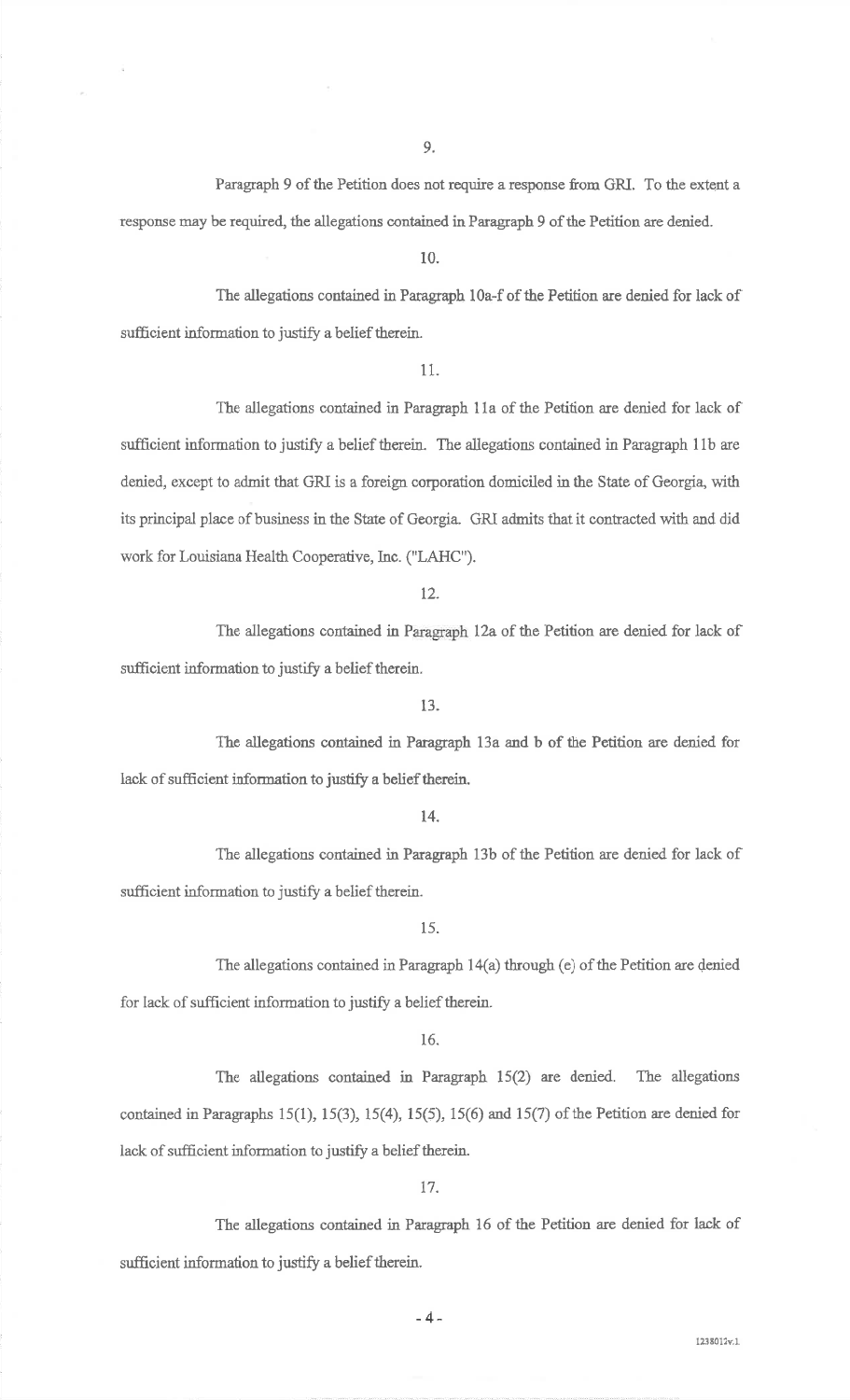9.

Paragraph 9 of the Petition does not require a response from GRI. To the extent a response may be required, the allegations contained in Paragraph 9 of the Petition are denied.

10.

The allegations contained in Paragraph 10a-f of the Petition are denied for lack of sufficient information to justify a belief therein.

11.

The allegations contained in Paragraph 11a of the Petition are denied for lack of sufficient information to justify a belief therein. The allegations contained in Paragraph 11b are denied, except to admit that GRI is a foreign corporation domiciled in the State of Georgia, with its principal place of business in the State of Georgia. GRI admits that it contracted with and did work for Louisiana Health Cooperative, Inc. ("LAHC").

12.

The allegations contained in Paragraph 12a of the Petition are denied for lack of sufficient information to justify a belief therein.

13.

The allegations contained in Paragraph 13a and b of the Petition are denied for lack of sufficient information to justify a belief therein.

14.

The allegations contained in Paragraph 13b of the Petition are denied for lack of sufficient information to justify a belief therein.

15.

The allegations contained in Paragraph 14(a) through (e) of the Petition are denied for lack of sufficient information to justify a belief therein.

16.

The allegations contained in Paragraph 15(2) are denied. The allegations contained in Paragraphs 15(1), 15(3), 15(4), 15(5), 15(6) and 15(7) of the Petition are denied for lack of sufficient information to justify a belief therein.

17.

The allegations contained in Paragraph 16 of the Petition are denied for lack of sufficient information to justify a belief therein.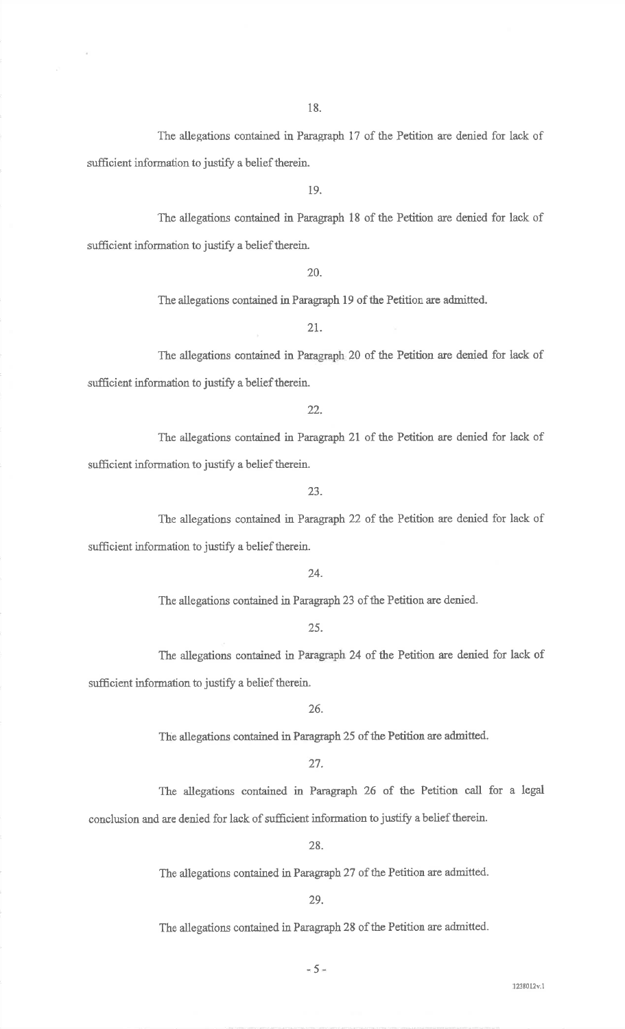18.

The allegations contained in Paragraph 17 of the Petition are denied for lack of sufficient information to justify a belief therein.

19.

The allegations contained in Paragraph 18 of the Petition are denied for lack of sufficient information to justify a belief therein.

20.

The allegations contained in Paragraph 19 of the Petition are admitted.

21.

The allegations contained in Paragraph 20 of the Petition are denied for lack of sufficient information to justify a belief therein.

22.

The allegations contained in Paragraph 21 of the Petition are denied for lack of sufficient information to justify a belief therein.

23.

The allegations contained in Paragraph 22 of the Petition are denied for lack of sufficient information to justify a belief therein.

24.

The allegations contained in Paragraph 23 of the Petition are denied.

25.

The allegations contained in Paragraph 24 of the Petition are denied for lack of sufficient information to justify a belief therein.

26.

The allegations contained in Paragraph 25 of the Petition are admitted.

27.

The allegations contained in Paragraph 26 of the Petition call for a legal conclusion and are denied for lack of sufficient information to justify a belief therein.

28.

The allegations contained in Paragraph 27 of the Petition are admitted.

29.

The allegations contained in Paragraph 28 of the Petition are admitted.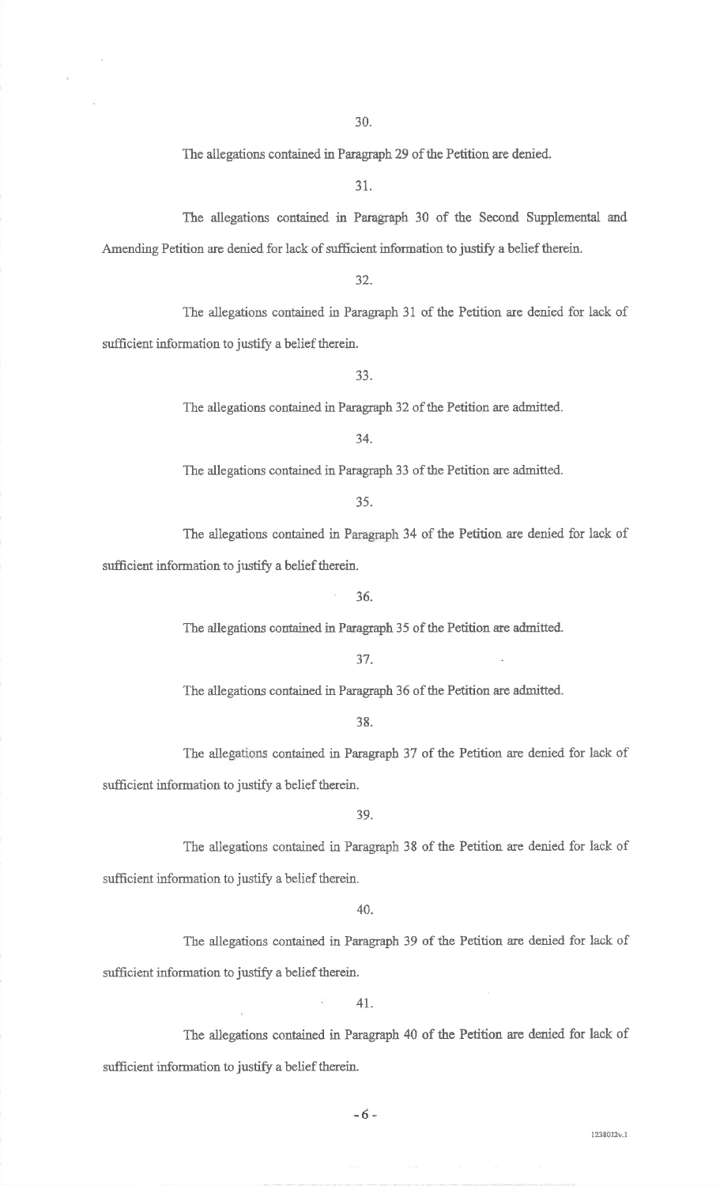30.

The allegations contained in Paragraph 29 of the Petition are denied.

31.

The allegations contained in Paragraph 30 of the Second Supplemental and Amending Petition are denied for lack of sufficient information to justify a belief therein.

32.

The allegations contained in Paragraph 31 of the Petition are denied for lack of sufficient information to justify a belief therein.

33.

The allegations contained in Paragraph 32 of the Petition are admitted.

34.

The allegations contained in Paragraph 33 of the Petition are admitted.

35.

The allegations contained in Paragraph 34 of the Petition are denied for lack of sufficient information to justify a belief therein.

36.

The allegations contained in Paragraph 35 of the Petition are admitted.

37.

The allegations contained in Paragraph 36 of the Petition are admitted.

38.

The allegations contained in Paragraph 37 of the Petition are denied for lack of sufficient information to justify a belief therein.

39.

The allegations contained in Paragraph 38 of the Petition are denied for lack of sufficient information to justify a belief therein.

40.

The allegations contained in Paragraph 39 of the Petition are denied for lack of sufficient information to justify a belief therein.

41.

The allegations contained in Paragraph 40 of the Petition are denied for lack of sufficient information to justify a belief therein.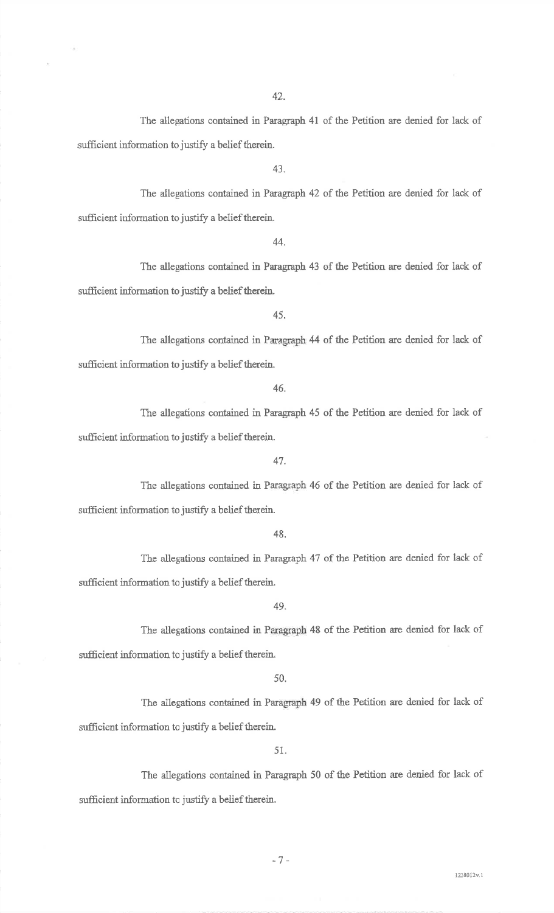42.

The allegations contained in Paragraph 41 of the Petition are denied for lack of sufficient information to justify a belief therein.

43.

The allegations contained in Paragraph 42 of the Petition are denied for lack of sufficient information to justify a belief therein.

44.

The allegations contained in Paragraph 43 of the Petition are denied for lack of sufficient information to justify a belief therein.

45.

The allegations contained in Paragraph 44 of the Petition are denied for lack of sufficient information to justify a belief therein.

46.

The allegations contained in Paragraph 45 of the Petition are denied for lack of sufficient information to justify a belief therein.

47.

The allegations contained in Paragraph 46 of the Petition are denied for lack of sufficient information to justify a belief therein.

48.

The allegations contained in Paragraph 47 of the Petition are denied for lack of sufficient information to justify a belief therein.

49.

The allegations contained in Paragraph 48 of the Petition are denied for lack of sufficient information to justify a belief therein.

50.

The allegations contained in Paragraph 49 of the Petition are denied for lack of sufficient information to justify a belief therein.

51.

The allegations contained in Paragraph 50 of the Petition are denied for lack of sufficient information to justify a belief therein.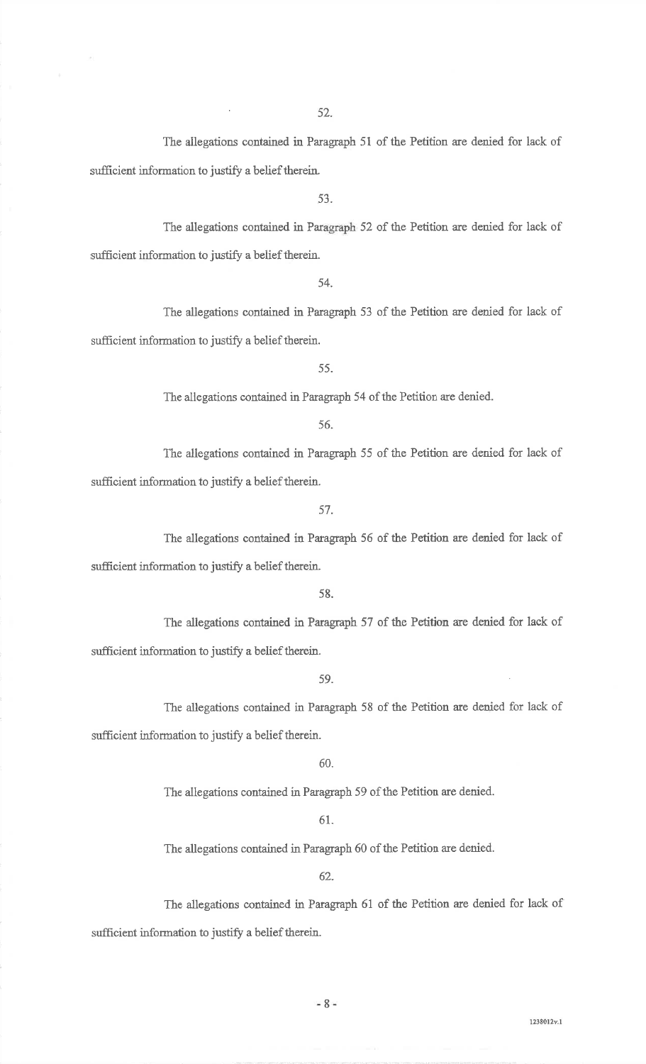52.

The allegations contained in Paragraph 51 of the Petition are denied for lack of sufficient information to justify a belief therein.

53.

The allegations contained in Paragraph 52 of the Petition are denied for lack of sufficient information to justify a belief therein.

54.

The allegations contained in Paragraph 53 of the Petition are denied for lack of sufficient information to justify a belief therein.

55.

The allegations contained in Paragraph 54 of the Petition are denied.

56.

The allegations contained in Paragraph 55 of the Petition are denied for lack of sufficient information to justify a belief therein.

57.

The allegations contained in Paragraph 56 of the Petition are denied for lack of sufficient information to justify a belief therein.

58.

The allegations contained in Paragraph 57 of the Petition are denied for lack of sufficient information to justify a belief therein.

59.

The allegations contained in Paragraph 58 of the Petition are denied for lack of sufficient information to justify a belief therein.

60.

The allegations contained in Paragraph 59 of the Petition are denied.

61.

The allegations contained in Paragraph 60 of the Petition are denied.

62.

The allegations contained in Paragraph 61 of the Petition are denied for lack of sufficient information to justify a belief therein.

1238012v.1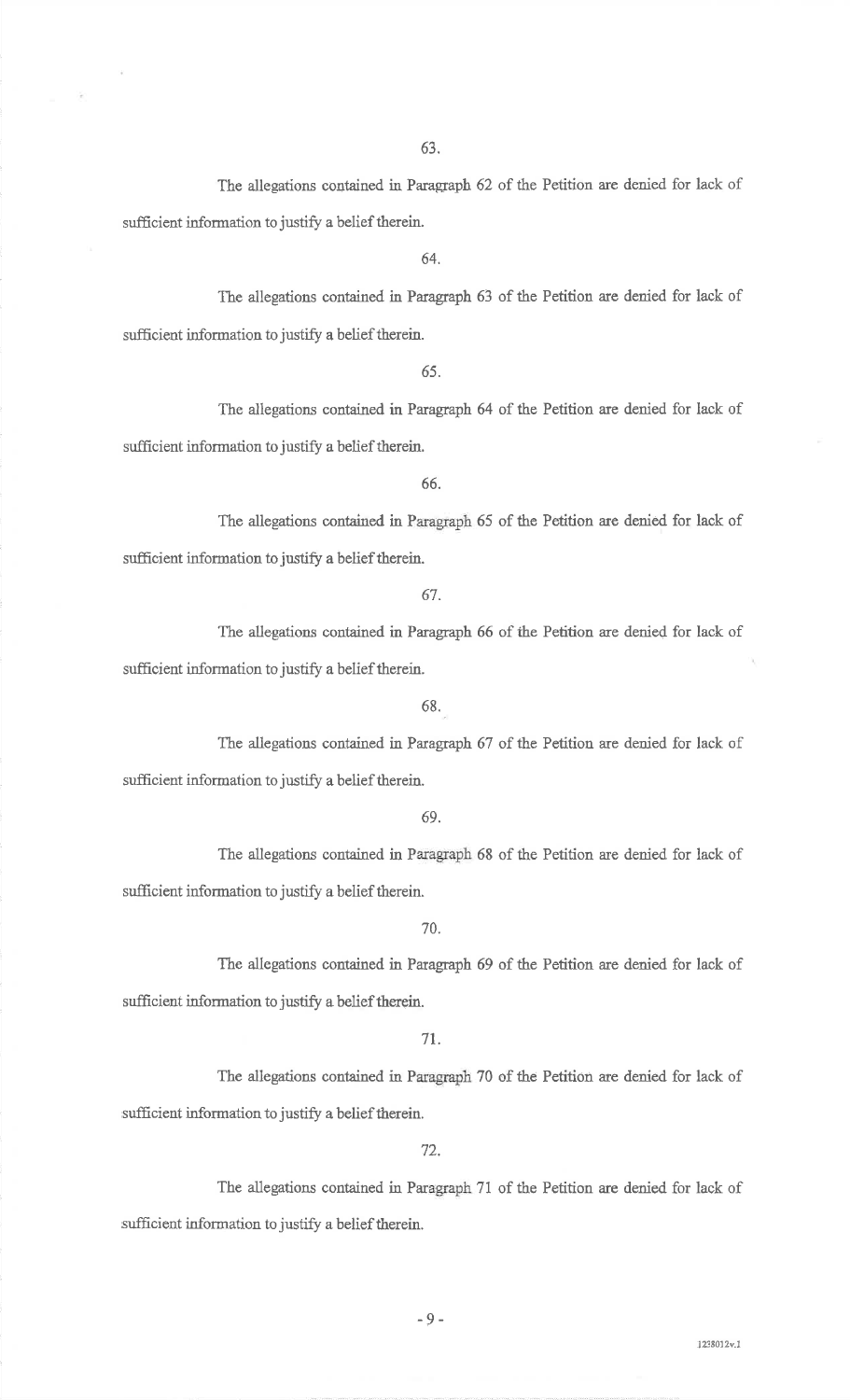63.

The allegations contained in Paragraph 62 of the Petition are denied for lack of sufficient information to justify a belief therein.

64.

The allegations contained in Paragraph 63 of the Petition are denied for lack of sufficient information to justify a belief therein.

65.

The allegations contained in Paragraph 64 of the Petition are denied for lack of sufficient information to justify a belief therein.

66.

The allegations contained in Paragraph 65 of the Petition are denied for lack of sufficient information to justify a belief therein.

67.

The allegations contained in Paragraph 66 of the Petition are denied for lack of sufficient information to justify a belief therein.

68.

The allegations contained in Paragraph 67 of the Petition are denied for lack of sufficient information to justify a belief therein.

69.

The allegations contained in Paragraph 68 of the Petition are denied for lack of sufficient information to justify a belief therein.

70.

The allegations contained in Paragraph 69 of the Petition are denied for lack of sufficient information to justify a belief therein.

71.

The allegations contained in Paragraph 70 of the Petition are denied for lack of sufficient information to justify a belief therein.

72.

The allegations contained in Paragraph 71 of the Petition are denied for lack of sufficient information to justify a belief therein.

1238012v.1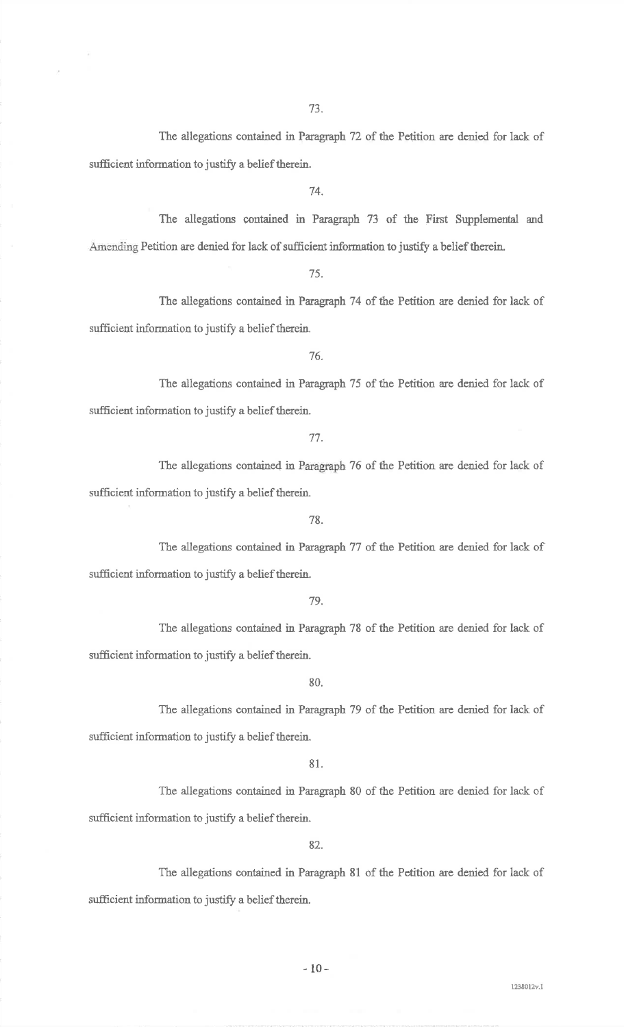73.

The allegations contained in Paragraph 72 of the Petition are denied for lack of sufficient information to justify a belief therein.

74.

The allegations contained in Paragraph 73 of the First Supplemental and Amending Petition are denied for lack of sufficient information to justify a belief therein.

75.

The allegations contained in Paragraph 74 of the Petition are denied for lack of sufficient information to justify a belief therein.

76.

The allegations contained in Paragraph 75 of the Petition are denied for lack of sufficient information to justify a belief therein.

77.

The allegations contained in Paragraph 76 of the Petition are denied for lack of sufficient information to justify a belief therein.

78.

The allegations contained in Paragraph 77 of the Petition are denied for lack of sufficient information to justify a belief therein.

79.

The allegations contained in Paragraph 78 of the Petition are denied for lack of sufficient information to justify a belief therein.

80.

The allegations contained in Paragraph 79 of the Petition are denied for lack of sufficient information to justify a belief therein.

81.

The allegations contained in Paragraph 80 of the Petition are denied for lack of sufficient information to justify a belief therein.

82.

The allegations contained in Paragraph 81 of the Petition are denied for lack of sufficient information to justify a belief therein.

1238012v.1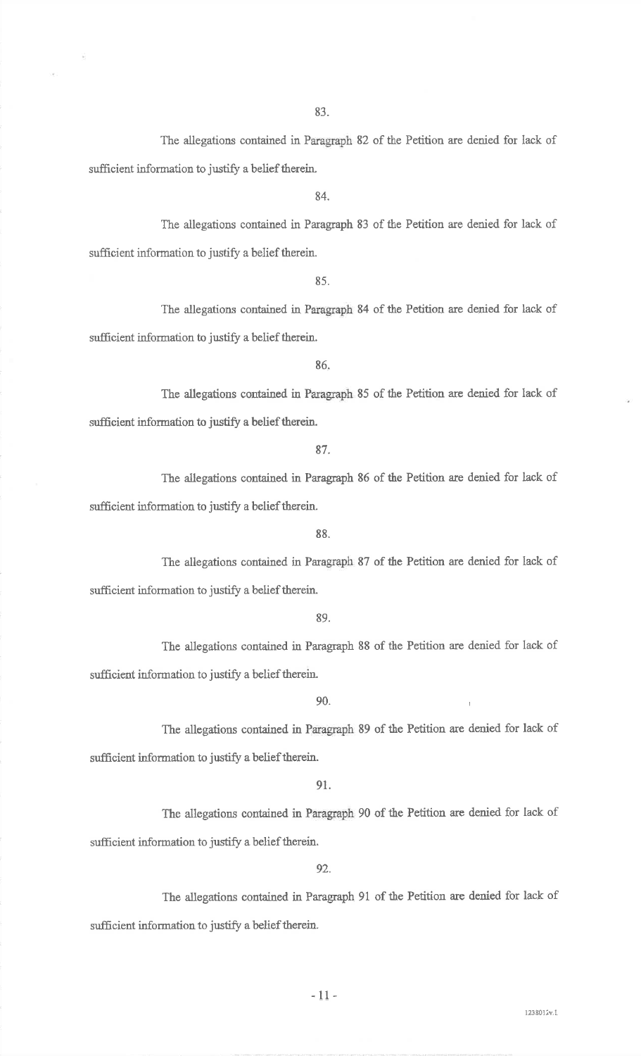83.

The allegations contained in Paragraph 82 of the Petition are denied for lack of sufficient information to justify a belief therein.

84.

The allegations contained in Paragraph 83 of the Petition are denied for lack of sufficient information to justify a belief therein.

85.

The allegations contained in Paragraph 84 of the Petition are denied for lack of sufficient information to justify a belief therein.

86.

The allegations contained in Paragraph 85 of the Petition are denied for lack of sufficient information to justify a belief therein.

87.

The allegations contained in Paragraph 86 of the Petition are denied for lack of sufficient information to justify a belief therein.

88.

The allegations contained in Paragraph 87 of the Petition are denied for lack of sufficient information to justify a belief therein.

89.

The allegations contained in Paragraph 88 of the Petition are denied for lack of sufficient information to justify a belief therein.

90.

The allegations contained in Paragraph 89 of the Petition are denied for lack of sufficient information to justify a belief therein.

91.

The allegations contained in Paragraph 90 of the Petition are denied for lack of sufficient information to justify a belief therein.

92.

The allegations contained in Paragraph 91 of the Petition are denied for lack of sufficient information to justify a belief therein.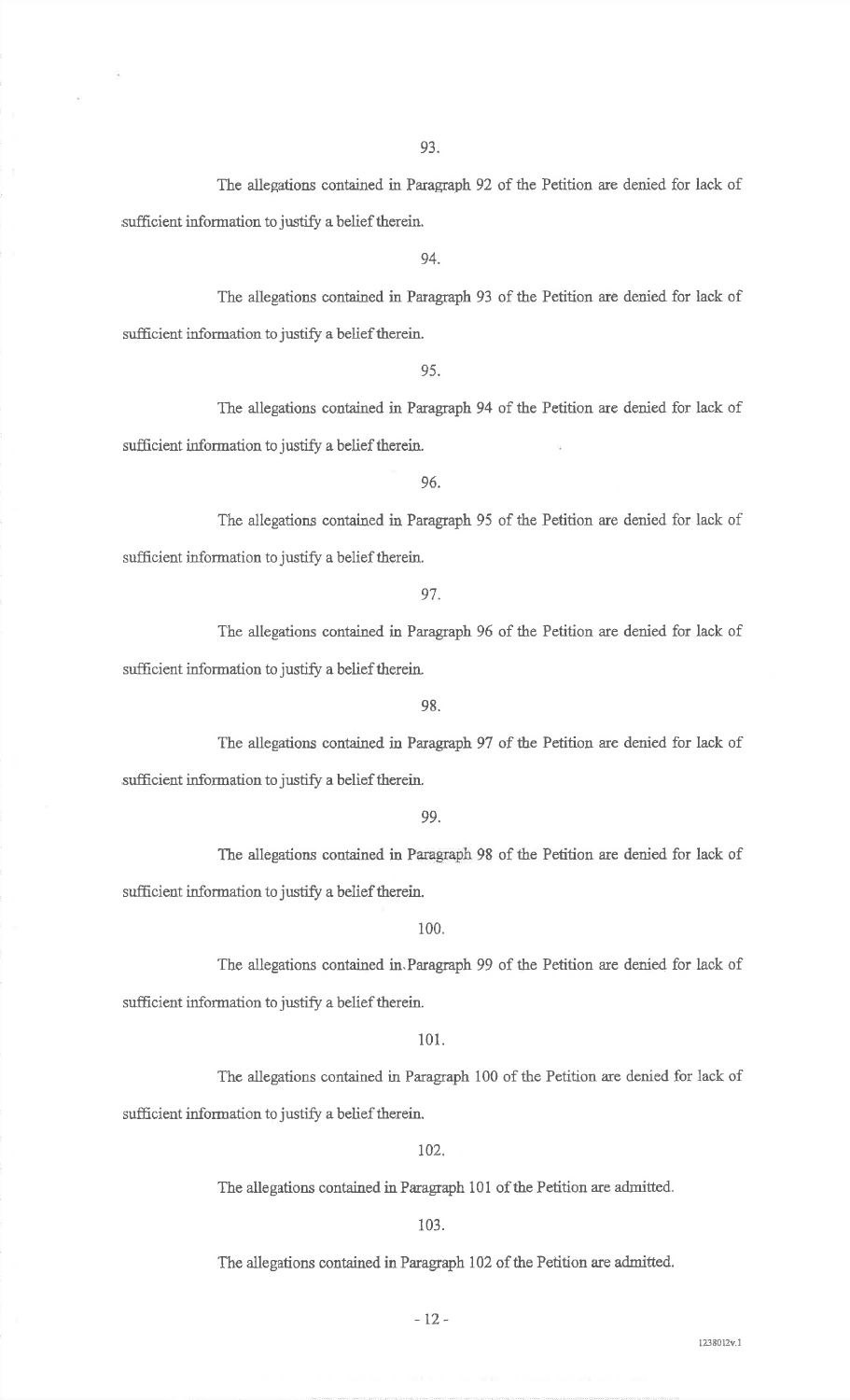93.

The allegations contained in Paragraph 92 of the Petition are denied for lack of sufficient information to justify a belief therein.

94.

The allegations contained in Paragraph 93 of the Petition are denied for lack of sufficient information to justify a belief therein.

95.

The allegations contained in Paragraph 94 of the Petition are denied for lack of sufficient information to justify a belief therein.

96.

The allegations contained in Paragraph 95 of the Petition are denied for lack of sufficient information to justify a belief therein.

97.

The allegations contained in Paragraph 96 of the Petition are denied for lack of sufficient information to justify a belief therein.

98.

The allegations contained in Paragraph 97 of the Petition are denied for lack of sufficient information to justify a belief therein.

99.

The allegations contained in Paragraph 98 of the Petition are denied for lack of sufficient information to justify a belief therein.

100.

The allegations contained in Paragraph 99 of the Petition are denied for lack of sufficient information to justify a belief therein.

101.

The allegations contained in Paragraph 100 of the Petition are denied for lack of sufficient information to justify a belief therein.

102.

The allegations contained in Paragraph 101 of the Petition are admitted.

103.

The allegations contained in Paragraph 102 of the Petition are admitted.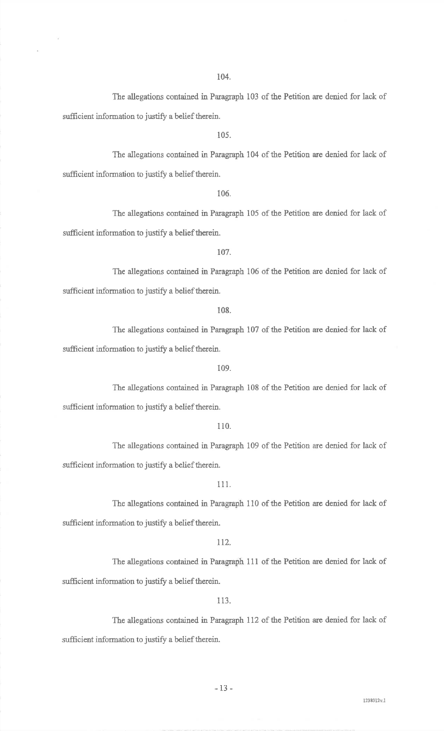104.

The allegations contained in Paragraph 103 of the Petition are denied for lack of sufficient information to justify a belief therein.

105.

The allegations contained in Paragraph 104 of the Petition are denied for lack of sufficient information to justify a belief therein.

106.

The allegations contained in Paragraph 105 of the Petition are denied for lack of sufficient information to justify a belief therein.

107.

The allegations contained in Paragraph 106 of the Petition are denied for lack of sufficient information to justify a belief therein.

108.

The allegations contained in Paragraph 107 of the Petition are denied for lack of sufficient information to justify a belief therein.

109.

The allegations contained in Paragraph 108 of the Petition are denied for lack of sufficient information to justify a belief therein.

110.

The allegations contained in Paragraph 109 of the Petition are denied for lack of sufficient information to justify a belief therein.

111.

The allegations contained in Paragraph 110 of the Petition are denied for lack of sufficient information to justify a belief therein.

112.

The allegations contained in Paragraph 111 of the Petition are denied for lack of sufficient information to justify a belief therein.

113.

The allegations contained in Paragraph 112 of the Petition are denied for lack of sufficient information to justify a belief therein.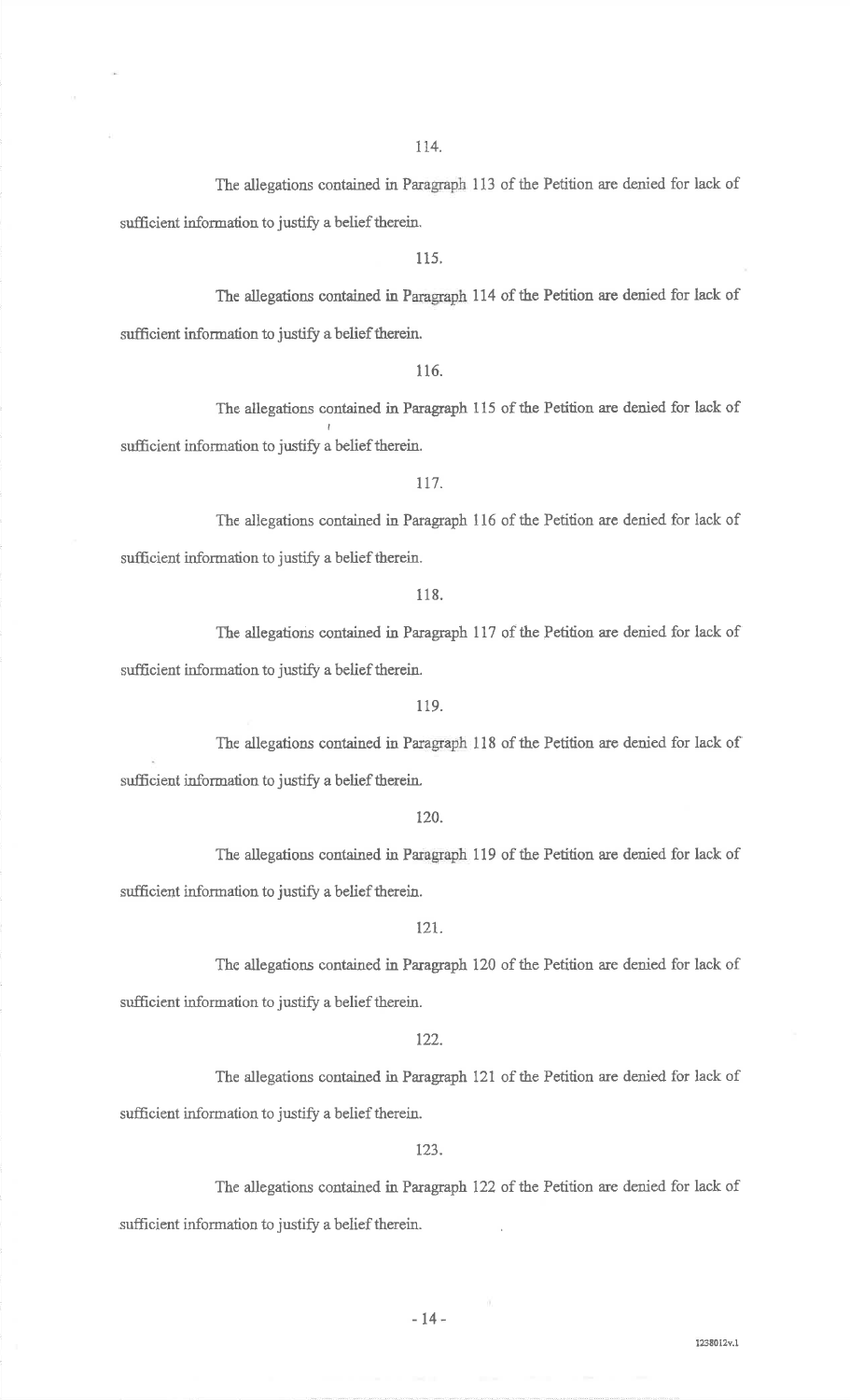114.

The allegations contained in Paragraph 113 of the Petition are denied for lack of sufficient information to justify a belief therein.

115.

The allegations contained in Paragraph 114 of the Petition are denied for lack of sufficient information to justify a belief therein.

116.

The allegations contained in Paragraph 115 of the Petition are denied for lack of sufficient information to justify a belief therein.

117.

The allegations contained in Paragraph 116 of the Petition are denied for lack of sufficient information to justify a belief therein.

118.

The allegations contained in Paragraph 117 of the Petition are denied for lack of sufficient information to justify a belief therein.

119.

The allegations contained in Paragraph 118 of the Petition are denied for lack of sufficient information to justify a belief therein.

120.

The allegations contained in Paragraph 119 of the Petition are denied for lack of sufficient information to justify a belief therein.

121.

The allegations contained in Paragraph 120 of the Petition are denied for lack of sufficient information to justify a belief therein.

122.

The allegations contained in Paragraph 121 of the Petition are denied for lack of sufficient information to justify a belief therein.

123.

The allegations contained in Paragraph 122 of the Petition are denied for lack of sufficient information to justify a belief therein.

1238012v.1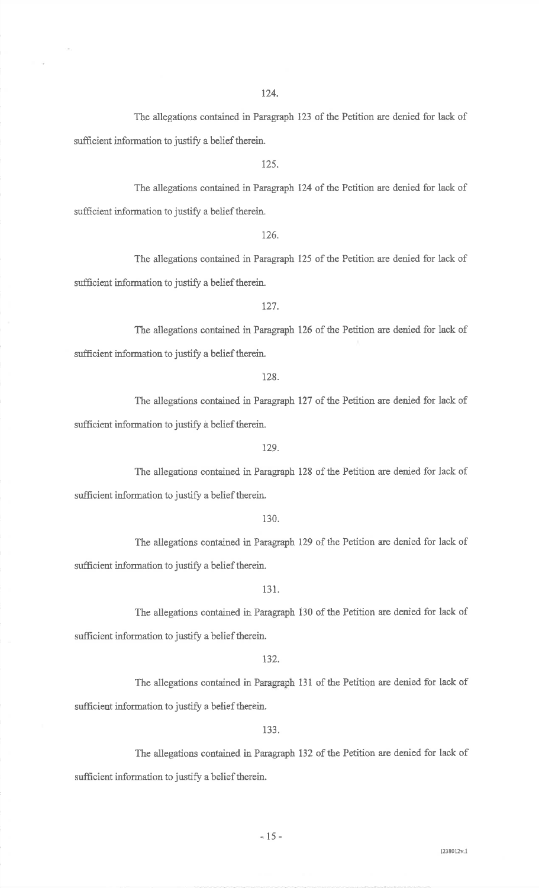124.

The allegations contained in Paragraph 123 of the Petition are denied for lack of sufficient information to justify a belief therein.

125.

The allegations contained in Paragraph 124 of the Petition are denied for lack of sufficient information to justify a belief therein.

126.

The allegations contained in Paragraph 125 of the Petition are denied for lack of sufficient information to justify a belief therein.

127.

The allegations contained in Paragraph 126 of the Petition are denied for lack of sufficient information to justify a belief therein.

128.

The allegations contained in Paragraph 127 of the Petition are denied for lack of sufficient information to justify a belief therein.

129.

The allegations contained in Paragraph 128 of the Petition are denied for lack of sufficient information to justify a belief therein.

130.

The allegations contained in Paragraph 129 of the Petition are denied for lack of sufficient information to justify a belief therein.

131.

The allegations contained in Paragraph 130 of the Petition are denied for lack of sufficient information to justify a belief therein.

132.

The allegations contained in Paragraph 131 of the Petition are denied for lack of sufficient information to justify a belief therein.

133.

The allegations contained in Paragraph 132 of the Petition are denied for lack of sufficient information to justify a belief therein.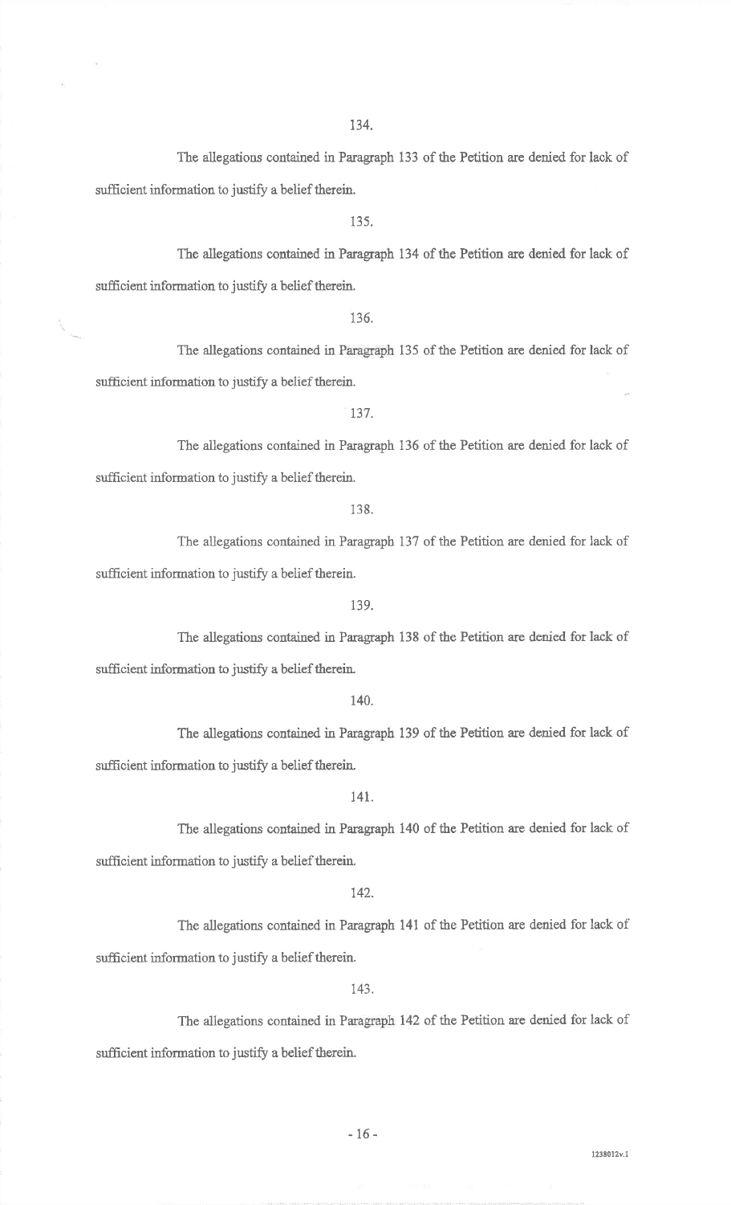134.

The allegations contained in Paragraph 133 of the Petition are denied for lack of sufficient information to justify a belief therein.

135.

The allegations contained in Paragraph 134 of the Petition are denied for lack of sufficient information to justify a belief therein.

136.

The allegations contained in Paragraph 135 of the Petition are denied for lack of sufficient information to justify a belief therein.

137.

The allegations contained in Paragraph 136 of the Petition are denied for lack of sufficient information to justify a belief therein.

138.

The allegations contained in Paragraph 137 of the Petition are denied for lack of sufficient information to justify a belief therein.

139.

The allegations contained in Paragraph 138 of the Petition are denied for lack of sufficient information to justify a belief therein.

140.

The allegations contained in Paragraph 139 of the Petition are denied for lack of sufficient information to justify a belief therein.

141.

The allegations contained in Paragraph 140 of the Petition are denied for lack of sufficient information to justify a belief therein.

142.

The allegations contained in Paragraph 141 of the Petition are denied for lack of sufficient information to justify a belief therein.

143.

The allegations contained in Paragraph 142 of the Petition are denied for lack of sufficient information to justify a belief therein.

1238012v.1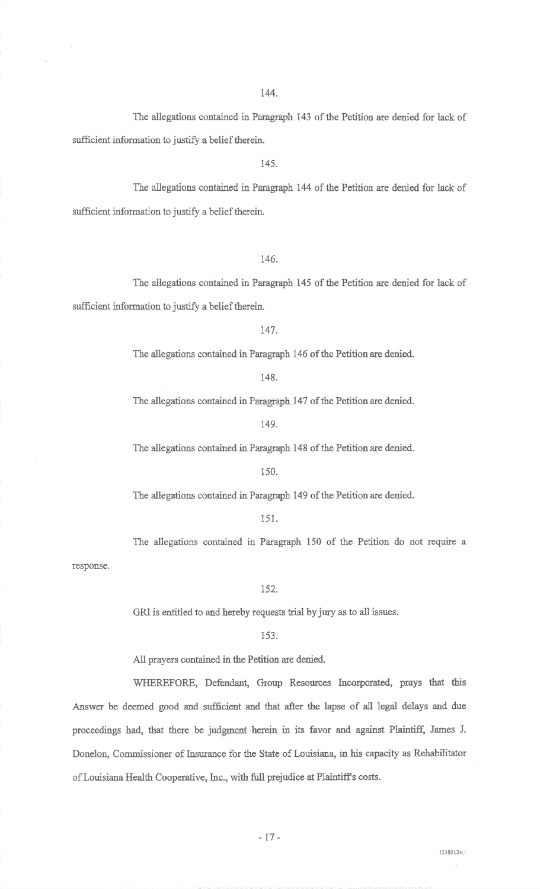144.

The allegations contained in Paragraph 143 of the Petition are denied for lack of sufficient information to justify a belief therein.

145.

The allegations contained in Paragraph 144 of the Petition are denied for lack of sufficient information to justify a belief therein.

146.

The allegations contained in Paragraph 145 of the Petition are denied for lack of sufficient information to justify a belief therein.

147.

The allegations contained in Paragraph 146 of the Petition are denied.

148.

The allegations contained in Paragraph 147 of the Petition are denied.

149.

The allegations contained in Paragraph 148 of the Petition are denied.

150.

The allegations contained in Paragraph 149 of the Petition are denied.

151.

The allegations contained in Paragraph 150 of the Petition do not require a response.

152.

GRI is entitled to and hereby requests trial by jury as to all issues.

153.

All prayers contained in the Petition are denied.

WHEREFORE, Defendant, Group Resources Incorporated, prays that this Answer be deemed good and sufficient and that after the lapse of all legal delays and due proceedings had, that there be judgment herein in its favor and against Plaintiff, James J. Donelon, Commissioner of Insurance for the State of Louisiana, in his capacity as Rehabilitator of Louisiana Health Cooperative, Inc., with full prejudice at Plaintiff's costs.

1238012v.1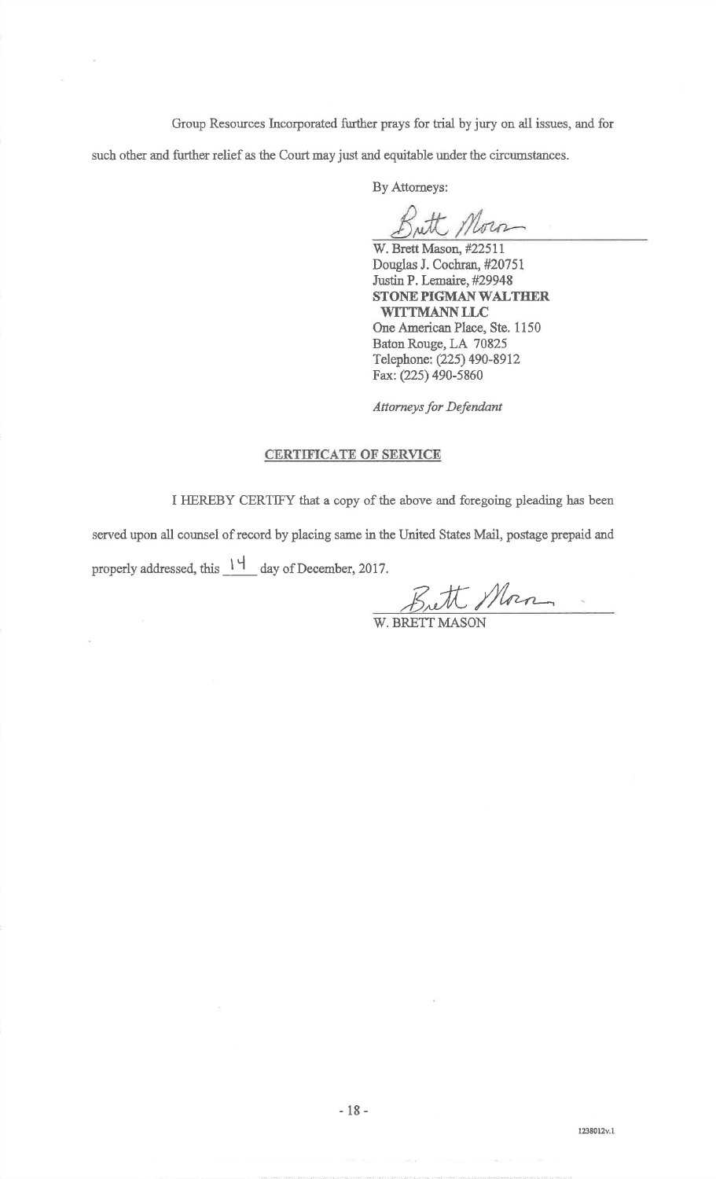Group Resources Incorporated further prays for trial by jury on all issues, and for such other and further relief as the Court may just and equitable under the circumstances.

By Attorneys:

W. Brett Mason, #22511
Douglas J. Cochran, #20751
Justin P. Lemaire, #29948
**STONE PIGMAN WALTHER WITTMANN LLC**
One American Place, Ste. 1150
Baton Rouge, LA 70825
Telephone: (225) 490-8912
Fax: (225) 490-5860

*Attorneys for Defendant*

## CERTIFICATE OF SERVICE

I HEREBY CERTIFY that a copy of the above and foregoing pleading has been served upon all counsel of record by placing same in the United States Mail, postage prepaid and properly addressed, this 14 day of December, 2017.

W. BRETT MASON

1238012v.1